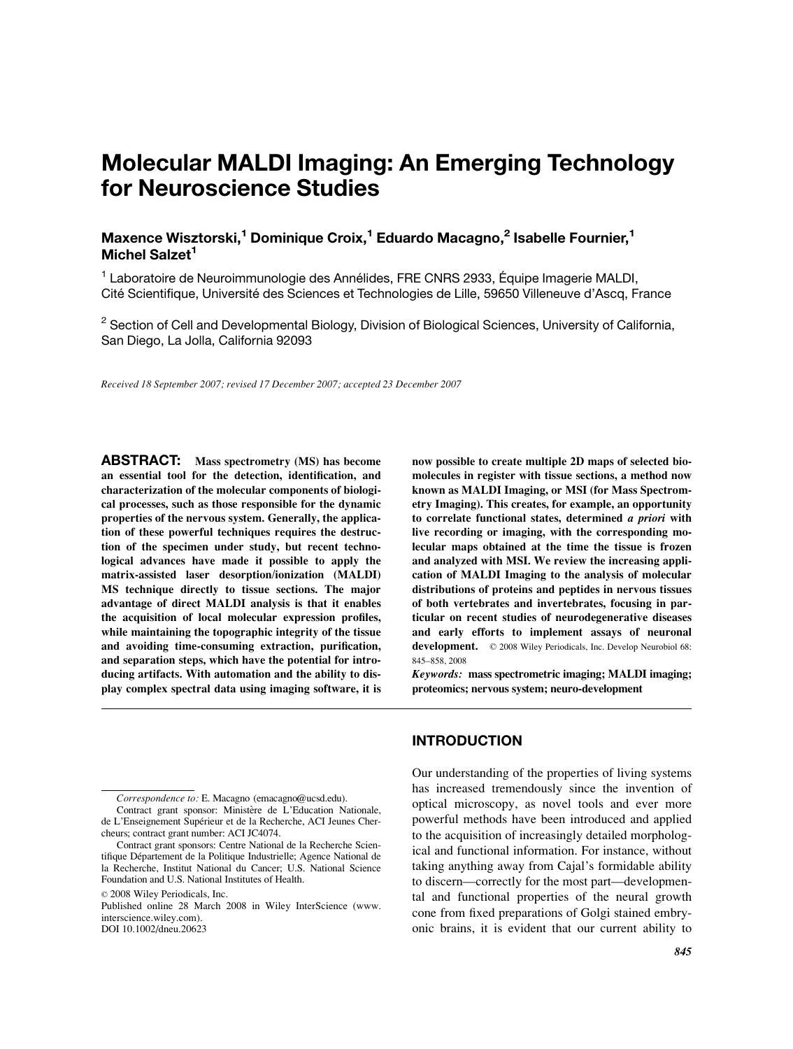# Molecular MALDI Imaging: An Emerging Technology for Neuroscience Studies

**Maxence Wisztorski,[1] Dominique Croix,[1] Eduardo Macagno,[2] Isabelle Fournier,[1] Michel Salzet[1]**

[1] Laboratoire de Neuroimmunologie des Annélides, FRE CNRS 2933, Équipe Imagerie MALDI, Cité Scientifique, Université des Sciences et Technologies de Lille, 59650 Villeneuve d'Ascq, France

[2] Section of Cell and Developmental Biology, Division of Biological Sciences, University of California, San Diego, La Jolla, California 92093

*Received 18 September 2007; revised 17 December 2007; accepted 23 December 2007*

**ABSTRACT:** **Mass spectrometry (MS) has become an essential tool for the detection, identification, and characterization of the molecular components of biological processes, such as those responsible for the dynamic properties of the nervous system. Generally, the application of these powerful techniques requires the destruction of the specimen under study, but recent technological advances have made it possible to apply the matrix-assisted laser desorption/ionization (MALDI) MS technique directly to tissue sections. The major advantage of direct MALDI analysis is that it enables the acquisition of local molecular expression profiles, while maintaining the topographic integrity of the tissue and avoiding time-consuming extraction, purification, and separation steps, which have the potential for introducing artifacts. With automation and the ability to display complex spectral data using imaging software, it is now possible to create multiple 2D maps of selected biomolecules in register with tissue sections, a method now known as MALDI Imaging, or MSI (for Mass Spectrometry Imaging). This creates, for example, an opportunity to correlate functional states, determined *a priori* with live recording or imaging, with the corresponding molecular maps obtained at the time the tissue is frozen and analyzed with MSI. We review the increasing application of MALDI Imaging to the analysis of molecular distributions of proteins and peptides in nervous tissues of both vertebrates and invertebrates, focusing in particular on recent studies of neurodegenerative diseases and early efforts to implement assays of neuronal development.** © 2008 Wiley Periodicals, Inc. Develop Neurobiol 68: 845–858, 2008

***Keywords:*** **mass spectrometric imaging; MALDI imaging; proteomics; nervous system; neuro-development**

## INTRODUCTION

Our understanding of the properties of living systems has increased tremendously since the invention of optical microscopy, as novel tools and ever more powerful methods have been introduced and applied to the acquisition of increasingly detailed morphological and functional information. For instance, without taking anything away from Cajal's formidable ability to discern—correctly for the most part—developmental and functional properties of the neural growth cone from fixed preparations of Golgi stained embryonic brains, it is evident that our current ability to

---

*Correspondence to:* E. Macagno (emacagno@ucsd.edu).

Contract grant sponsor: Ministère de L'Education Nationale, de L'Enseignement Supérieur et de la Recherche, ACI Jeunes Chercheurs; contract grant number: ACI JC4074.

Contract grant sponsors: Centre National de la Recherche Scientifique Département de la Politique Industrielle; Agence National de la Recherche, Institut National du Cancer; U.S. National Science Foundation and U.S. National Institutes of Health.

© 2008 Wiley Periodicals, Inc.

Published online 28 March 2008 in Wiley InterScience (www.interscience.wiley.com).

DOI 10.1002/dneu.20623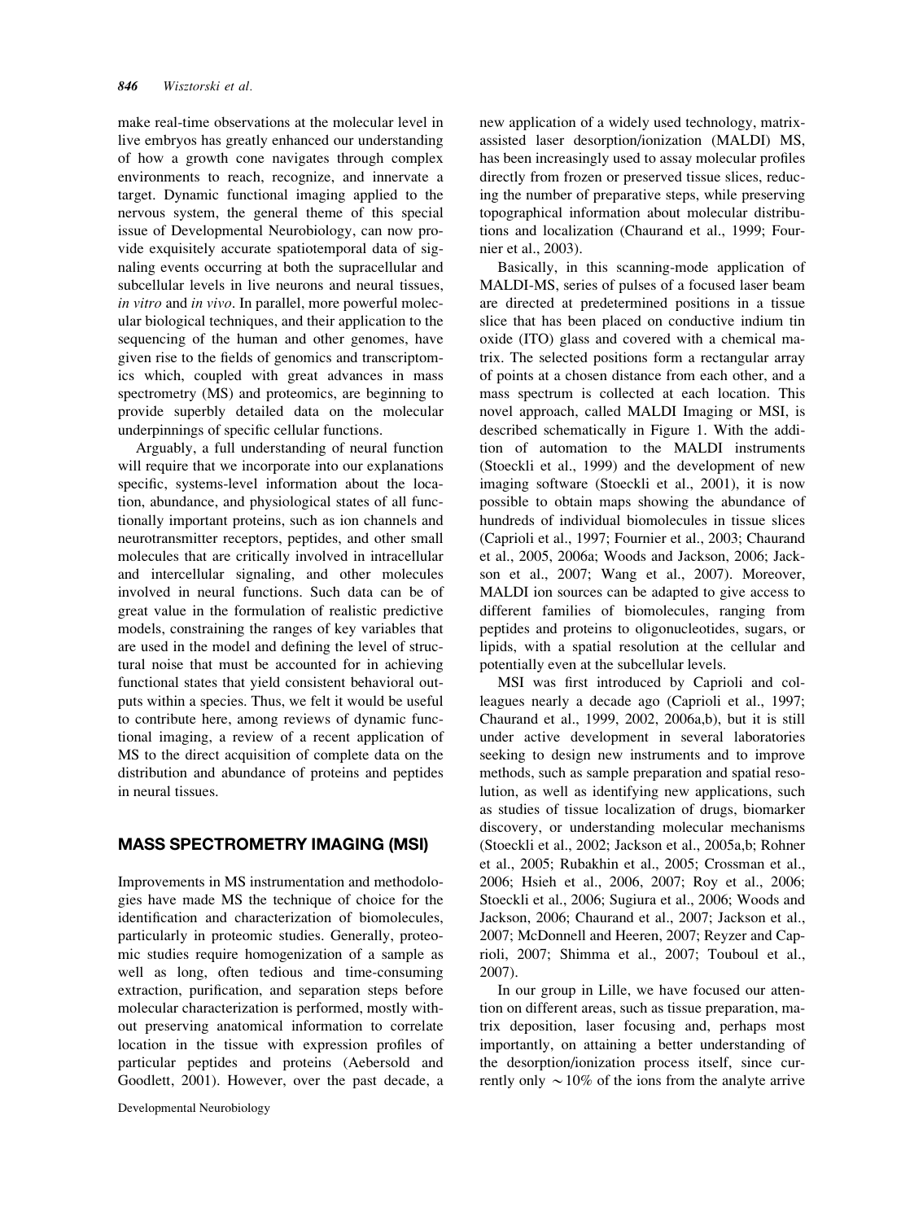make real-time observations at the molecular level in live embryos has greatly enhanced our understanding of how a growth cone navigates through complex environments to reach, recognize, and innervate a target. Dynamic functional imaging applied to the nervous system, the general theme of this special issue of Developmental Neurobiology, can now provide exquisitely accurate spatiotemporal data of signaling events occurring at both the supracellular and subcellular levels in live neurons and neural tissues, *in vitro* and *in vivo*. In parallel, more powerful molecular biological techniques, and their application to the sequencing of the human and other genomes, have given rise to the fields of genomics and transcriptomics which, coupled with great advances in mass spectrometry (MS) and proteomics, are beginning to provide superbly detailed data on the molecular underpinnings of specific cellular functions.

Arguably, a full understanding of neural function will require that we incorporate into our explanations specific, systems-level information about the location, abundance, and physiological states of all functionally important proteins, such as ion channels and neurotransmitter receptors, peptides, and other small molecules that are critically involved in intracellular and intercellular signaling, and other molecules involved in neural functions. Such data can be of great value in the formulation of realistic predictive models, constraining the ranges of key variables that are used in the model and defining the level of structural noise that must be accounted for in achieving functional states that yield consistent behavioral outputs within a species. Thus, we felt it would be useful to contribute here, among reviews of dynamic functional imaging, a review of a recent application of MS to the direct acquisition of complete data on the distribution and abundance of proteins and peptides in neural tissues.

## MASS SPECTROMETRY IMAGING (MSI)

Improvements in MS instrumentation and methodologies have made MS the technique of choice for the identification and characterization of biomolecules, particularly in proteomic studies. Generally, proteomic studies require homogenization of a sample as well as long, often tedious and time-consuming extraction, purification, and separation steps before molecular characterization is performed, mostly without preserving anatomical information to correlate location in the tissue with expression profiles of particular peptides and proteins (Aebersold and Goodlett, 2001). However, over the past decade, a new application of a widely used technology, matrix-assisted laser desorption/ionization (MALDI) MS, has been increasingly used to assay molecular profiles directly from frozen or preserved tissue slices, reducing the number of preparative steps, while preserving topographical information about molecular distributions and localization (Chaurand et al., 1999; Fournier et al., 2003).

Basically, in this scanning-mode application of MALDI-MS, series of pulses of a focused laser beam are directed at predetermined positions in a tissue slice that has been placed on conductive indium tin oxide (ITO) glass and covered with a chemical matrix. The selected positions form a rectangular array of points at a chosen distance from each other, and a mass spectrum is collected at each location. This novel approach, called MALDI Imaging or MSI, is described schematically in Figure 1. With the addition of automation to the MALDI instruments (Stoeckli et al., 1999) and the development of new imaging software (Stoeckli et al., 2001), it is now possible to obtain maps showing the abundance of hundreds of individual biomolecules in tissue slices (Caprioli et al., 1997; Fournier et al., 2003; Chaurand et al., 2005, 2006a; Woods and Jackson, 2006; Jackson et al., 2007; Wang et al., 2007). Moreover, MALDI ion sources can be adapted to give access to different families of biomolecules, ranging from peptides and proteins to oligonucleotides, sugars, or lipids, with a spatial resolution at the cellular and potentially even at the subcellular levels.

MSI was first introduced by Caprioli and colleagues nearly a decade ago (Caprioli et al., 1997; Chaurand et al., 1999, 2002, 2006a,b), but it is still under active development in several laboratories seeking to design new instruments and to improve methods, such as sample preparation and spatial resolution, as well as identifying new applications, such as studies of tissue localization of drugs, biomarker discovery, or understanding molecular mechanisms (Stoeckli et al., 2002; Jackson et al., 2005a,b; Rohner et al., 2005; Rubakhin et al., 2005; Crossman et al., 2006; Hsieh et al., 2006, 2007; Roy et al., 2006; Stoeckli et al., 2006; Sugiura et al., 2006; Woods and Jackson, 2006; Chaurand et al., 2007; Jackson et al., 2007; McDonnell and Heeren, 2007; Reyzer and Caprioli, 2007; Shimma et al., 2007; Touboul et al., 2007).

In our group in Lille, we have focused our attention on different areas, such as tissue preparation, matrix deposition, laser focusing and, perhaps most importantly, on attaining a better understanding of the desorption/ionization process itself, since currently only ~10% of the ions from the analyte arrive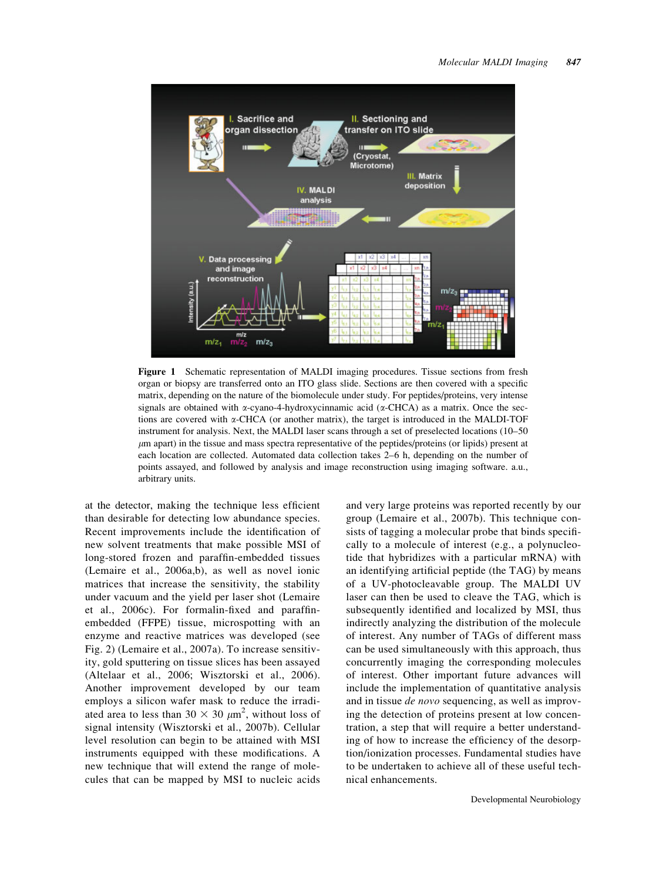**Figure 1** Schematic representation of MALDI imaging procedures. Tissue sections from fresh organ or biopsy are transferred onto an ITO glass slide. Sections are then covered with a specific matrix, depending on the nature of the biomolecule under study. For peptides/proteins, very intense signals are obtained with α-cyano-4-hydroxycinnamic acid (α-CHCA) as a matrix. Once the sections are covered with α-CHCA (or another matrix), the target is introduced in the MALDI-TOF instrument for analysis. Next, the MALDI laser scans through a set of preselected locations (10–50 μm apart) in the tissue and mass spectra representative of the peptides/proteins (or lipids) present at each location are collected. Automated data collection takes 2–6 h, depending on the number of points assayed, and followed by analysis and image reconstruction using imaging software. a.u., arbitrary units.

at the detector, making the technique less efficient than desirable for detecting low abundance species. Recent improvements include the identification of new solvent treatments that make possible MSI of long-stored frozen and paraffin-embedded tissues (Lemaire et al., 2006a,b), as well as novel ionic matrices that increase the sensitivity, the stability under vacuum and the yield per laser shot (Lemaire et al., 2006c). For formalin-fixed and paraffin-embedded (FFPE) tissue, microspotting with an enzyme and reactive matrices was developed (see Fig. 2) (Lemaire et al., 2007a). To increase sensitivity, gold sputtering on tissue slices has been assayed (Altelaar et al., 2006; Wisztorski et al., 2006). Another improvement developed by our team employs a silicon wafer mask to reduce the irradiated area to less than 30 × 30 $\mu m^2$, without loss of signal intensity (Wisztorski et al., 2007b). Cellular level resolution can begin to be attained with MSI instruments equipped with these modifications. A new technique that will extend the range of molecules that can be mapped by MSI to nucleic acids and very large proteins was reported recently by our group (Lemaire et al., 2007b). This technique consists of tagging a molecular probe that binds specifically to a molecule of interest (e.g., a polynucleotide that hybridizes with a particular mRNA) with an identifying artificial peptide (the TAG) by means of a UV-photocleavable group. The MALDI UV laser can then be used to cleave the TAG, which is subsequently identified and localized by MSI, thus indirectly analyzing the distribution of the molecule of interest. Any number of TAGs of different mass can be used simultaneously with this approach, thus concurrently imaging the corresponding molecules of interest. Other important future advances will include the implementation of quantitative analysis and in tissue *de novo* sequencing, as well as improving the detection of proteins present at low concentration, a step that will require a better understanding of how to increase the efficiency of the desorption/ionization processes. Fundamental studies have to be undertaken to achieve all of these useful technical enhancements.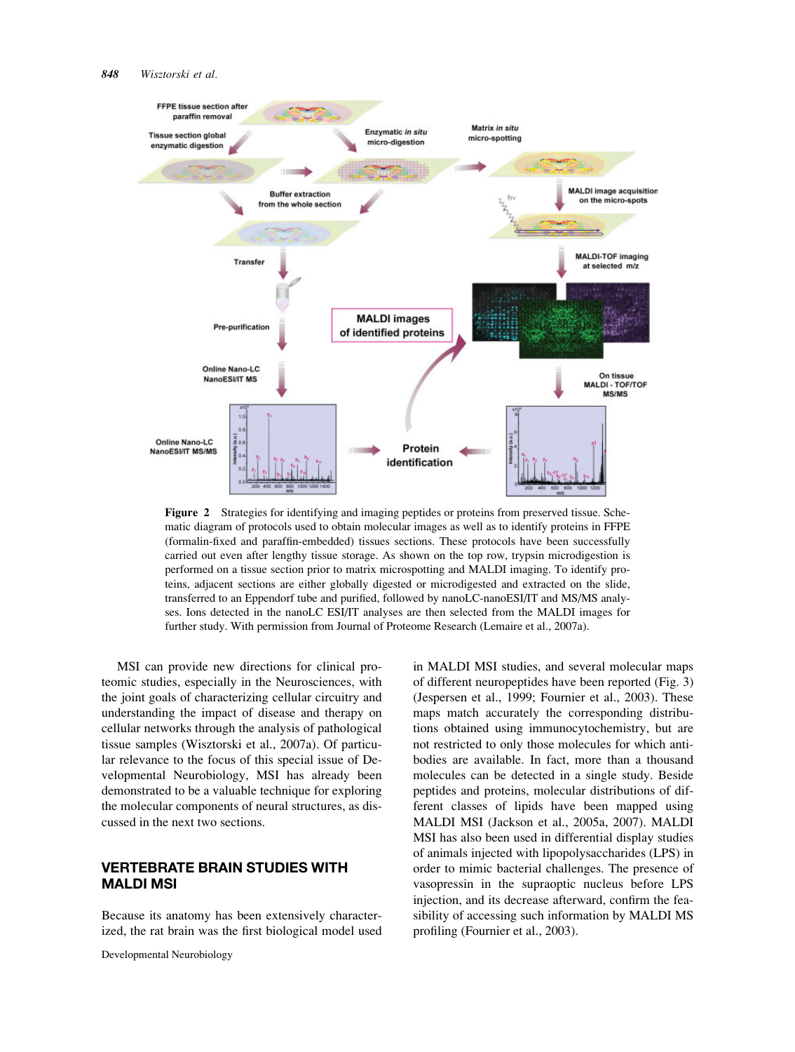**Figure 2** Strategies for identifying and imaging peptides or proteins from preserved tissue. Schematic diagram of protocols used to obtain molecular images as well as to identify proteins in FFPE (formalin-fixed and paraffin-embedded) tissues sections. These protocols have been successfully carried out even after lengthy tissue storage. As shown on the top row, trypsin microdigestion is performed on a tissue section prior to matrix microspotting and MALDI imaging. To identify proteins, adjacent sections are either globally digested or microdigested and extracted on the slide, transferred to an Eppendorf tube and purified, followed by nanoLC-nanoESI/IT and MS/MS analyses. Ions detected in the nanoLC ESI/IT analyses are then selected from the MALDI images for further study. With permission from Journal of Proteome Research (Lemaire et al., 2007a).

MSI can provide new directions for clinical proteomic studies, especially in the Neurosciences, with the joint goals of characterizing cellular circuitry and understanding the impact of disease and therapy on cellular networks through the analysis of pathological tissue samples (Wisztorski et al., 2007a). Of particular relevance to the focus of this special issue of Developmental Neurobiology, MSI has already been demonstrated to be a valuable technique for exploring the molecular components of neural structures, as discussed in the next two sections.

## VERTEBRATE BRAIN STUDIES WITH MALDI MSI

Because its anatomy has been extensively characterized, the rat brain was the first biological model used in MALDI MSI studies, and several molecular maps of different neuropeptides have been reported (Fig. 3) (Jespersen et al., 1999; Fournier et al., 2003). These maps match accurately the corresponding distributions obtained using immunocytochemistry, but are not restricted to only those molecules for which antibodies are available. In fact, more than a thousand molecules can be detected in a single study. Beside peptides and proteins, molecular distributions of different classes of lipids have been mapped using MALDI MSI (Jackson et al., 2005a, 2007). MALDI MSI has also been used in differential display studies of animals injected with lipopolysaccharides (LPS) in order to mimic bacterial challenges. The presence of vasopressin in the supraoptic nucleus before LPS injection, and its decrease afterward, confirm the feasibility of accessing such information by MALDI MS profiling (Fournier et al., 2003).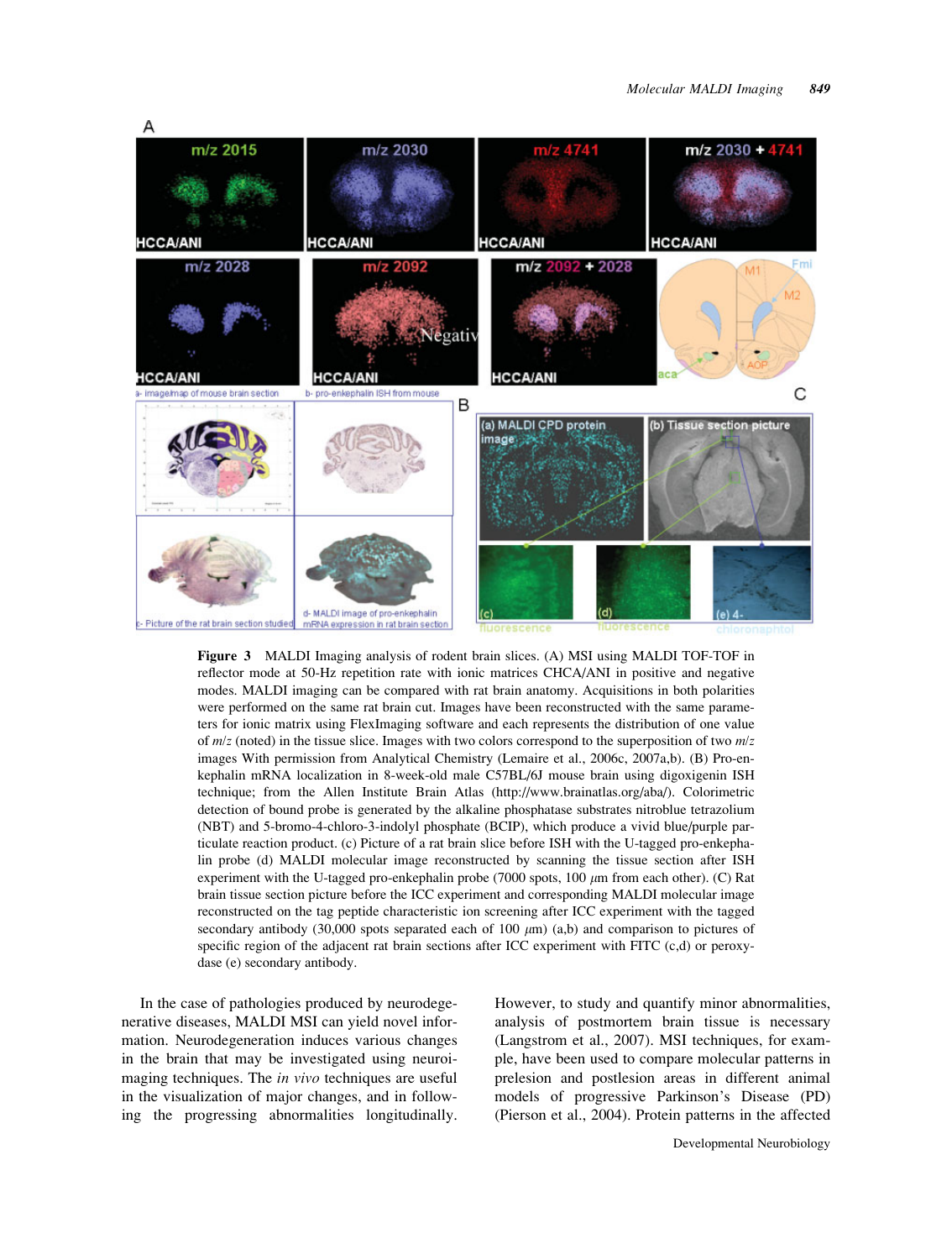**Figure 3** MALDI Imaging analysis of rodent brain slices. (A) MSI using MALDI TOF-TOF in reflector mode at 50-Hz repetition rate with ionic matrices CHCA/ANI in positive and negative modes. MALDI imaging can be compared with rat brain anatomy. Acquisitions in both polarities were performed on the same rat brain cut. Images have been reconstructed with the same parameters for ionic matrix using FlexImaging software and each represents the distribution of one value of *m*/*z* (noted) in the tissue slice. Images with two colors correspond to the superposition of two *m*/*z* images With permission from Analytical Chemistry (Lemaire et al., 2006c, 2007a,b). (B) Pro-enkephalin mRNA localization in 8-week-old male C57BL/6J mouse brain using digoxigenin ISH technique; from the Allen Institute Brain Atlas (http://www.brainatlas.org/aba/). Colorimetric detection of bound probe is generated by the alkaline phosphatase substrates nitroblue tetrazolium (NBT) and 5-bromo-4-chloro-3-indolyl phosphate (BCIP), which produce a vivid blue/purple particulate reaction product. (c) Picture of a rat brain slice before ISH with the U-tagged pro-enkephalin probe (d) MALDI molecular image reconstructed by scanning the tissue section after ISH experiment with the U-tagged pro-enkephalin probe (7000 spots, 100 $\mu$m from each other). (C) Rat brain tissue section picture before the ICC experiment and corresponding MALDI molecular image reconstructed on the tag peptide characteristic ion screening after ICC experiment with the tagged secondary antibody (30,000 spots separated each of 100 $\mu$m) (a,b) and comparison to pictures of specific region of the adjacent rat brain sections after ICC experiment with FITC (c,d) or peroxydase (e) secondary antibody.

In the case of pathologies produced by neurodegenerative diseases, MALDI MSI can yield novel information. Neurodegeneration induces various changes in the brain that may be investigated using neuroimaging techniques. The *in vivo* techniques are useful in the visualization of major changes, and in following the progressing abnormalities longitudinally. However, to study and quantify minor abnormalities, analysis of postmortem brain tissue is necessary (Langstrom et al., 2007). MSI techniques, for example, have been used to compare molecular patterns in prelesion and postlesion areas in different animal models of progressive Parkinson's Disease (PD) (Pierson et al., 2004). Protein patterns in the affected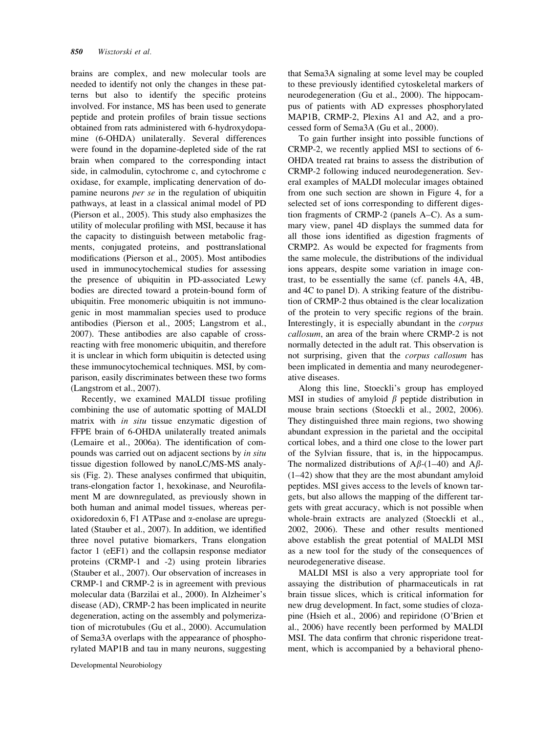brains are complex, and new molecular tools are needed to identify not only the changes in these patterns but also to identify the specific proteins involved. For instance, MS has been used to generate peptide and protein profiles of brain tissue sections obtained from rats administered with 6-hydroxydopamine (6-OHDA) unilaterally. Several differences were found in the dopamine-depleted side of the rat brain when compared to the corresponding intact side, in calmodulin, cytochrome c, and cytochrome c oxidase, for example, implicating denervation of dopamine neurons *per se* in the regulation of ubiquitin pathways, at least in a classical animal model of PD (Pierson et al., 2005). This study also emphasizes the utility of molecular profiling with MSI, because it has the capacity to distinguish between metabolic fragments, conjugated proteins, and posttranslational modifications (Pierson et al., 2005). Most antibodies used in immunocytochemical studies for assessing the presence of ubiquitin in PD-associated Lewy bodies are directed toward a protein-bound form of ubiquitin. Free monomeric ubiquitin is not immunogenic in most mammalian species used to produce antibodies (Pierson et al., 2005; Langstrom et al., 2007). These antibodies are also capable of cross-reacting with free monomeric ubiquitin, and therefore it is unclear in which form ubiquitin is detected using these immunocytochemical techniques. MSI, by comparison, easily discriminates between these two forms (Langstrom et al., 2007).

Recently, we examined MALDI tissue profiling combining the use of automatic spotting of MALDI matrix with *in situ* tissue enzymatic digestion of FFPE brain of 6-OHDA unilaterally treated animals (Lemaire et al., 2006a). The identification of compounds was carried out on adjacent sections by *in situ* tissue digestion followed by nanoLC/MS-MS analysis (Fig. 2). These analyses confirmed that ubiquitin, trans-elongation factor 1, hexokinase, and Neurofilament M are downregulated, as previously shown in both human and animal model tissues, whereas peroxidoredoxin 6, F1 ATPase and α-enolase are upregulated (Stauber et al., 2007). In addition, we identified three novel putative biomarkers, Trans elongation factor 1 (eEF1) and the collapsin response mediator proteins (CRMP-1 and -2) using protein libraries (Stauber et al., 2007). Our observation of increases in CRMP-1 and CRMP-2 is in agreement with previous molecular data (Barzilai et al., 2000). In Alzheimer's disease (AD), CRMP-2 has been implicated in neurite degeneration, acting on the assembly and polymerization of microtubules (Gu et al., 2000). Accumulation of Sema3A overlaps with the appearance of phosphorylated MAP1B and tau in many neurons, suggesting that Sema3A signaling at some level may be coupled to these previously identified cytoskeletal markers of neurodegeneration (Gu et al., 2000). The hippocampus of patients with AD expresses phosphorylated MAP1B, CRMP-2, Plexins A1 and A2, and a processed form of Sema3A (Gu et al., 2000).

To gain further insight into possible functions of CRMP-2, we recently applied MSI to sections of 6-OHDA treated rat brains to assess the distribution of CRMP-2 following induced neurodegeneration. Several examples of MALDI molecular images obtained from one such section are shown in Figure 4, for a selected set of ions corresponding to different digestion fragments of CRMP-2 (panels A–C). As a summary view, panel 4D displays the summed data for all those ions identified as digestion fragments of CRMP2. As would be expected for fragments from the same molecule, the distributions of the individual ions appears, despite some variation in image contrast, to be essentially the same (cf. panels 4A, 4B, and 4C to panel D). A striking feature of the distribution of CRMP-2 thus obtained is the clear localization of the protein to very specific regions of the brain. Interestingly, it is especially abundant in the *corpus callosum*, an area of the brain where CRMP-2 is not normally detected in the adult rat. This observation is not surprising, given that the *corpus callosum* has been implicated in dementia and many neurodegenerative diseases.

Along this line, Stoeckli's group has employed MSI in studies of amyloid β peptide distribution in mouse brain sections (Stoeckli et al., 2002, 2006). They distinguished three main regions, two showing abundant expression in the parietal and the occipital cortical lobes, and a third one close to the lower part of the Sylvian fissure, that is, in the hippocampus. The normalized distributions of Aβ-(1–40) and Aβ-(1–42) show that they are the most abundant amyloid peptides. MSI gives access to the levels of known targets, but also allows the mapping of the different targets with great accuracy, which is not possible when whole-brain extracts are analyzed (Stoeckli et al., 2002, 2006). These and other results mentioned above establish the great potential of MALDI MSI as a new tool for the study of the consequences of neurodegenerative disease.

MALDI MSI is also a very appropriate tool for assaying the distribution of pharmaceuticals in rat brain tissue slices, which is critical information for new drug development. In fact, some studies of clozapine (Hsieh et al., 2006) and repiridone (O'Brien et al., 2006) have recently been performed by MALDI MSI. The data confirm that chronic risperidone treatment, which is accompanied by a behavioral pheno-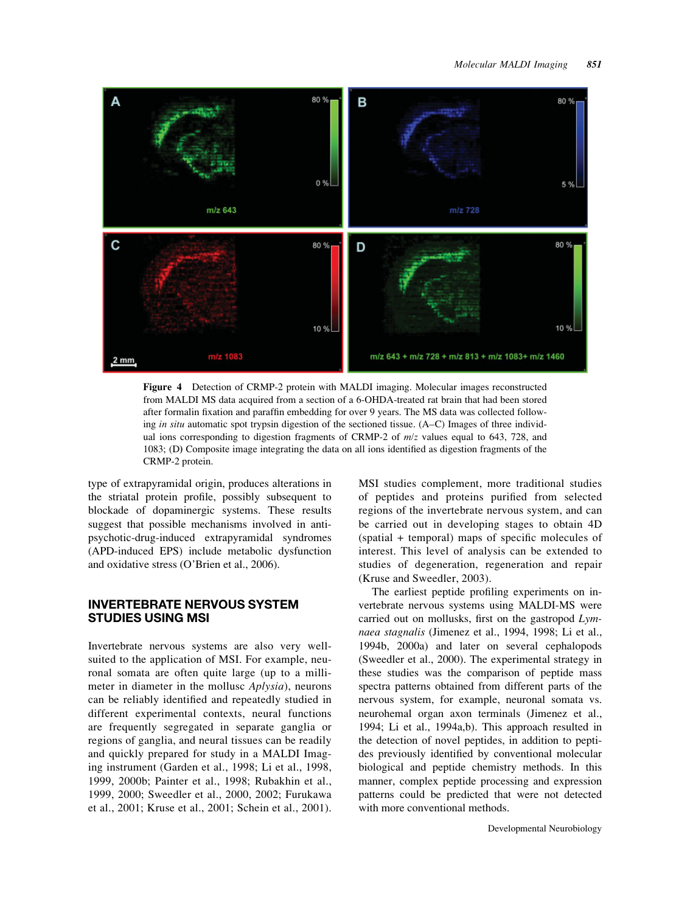**Figure 4** Detection of CRMP-2 protein with MALDI imaging. Molecular images reconstructed from MALDI MS data acquired from a section of a 6-OHDA-treated rat brain that had been stored after formalin fixation and paraffin embedding for over 9 years. The MS data was collected following *in situ* automatic spot trypsin digestion of the sectioned tissue. (A–C) Images of three individual ions corresponding to digestion fragments of CRMP-2 of *m/z* values equal to 643, 728, and 1083; (D) Composite image integrating the data on all ions identified as digestion fragments of the CRMP-2 protein.

type of extrapyramidal origin, produces alterations in the striatal protein profile, possibly subsequent to blockade of dopaminergic systems. These results suggest that possible mechanisms involved in antipsychotic-drug-induced extrapyramidal syndromes (APD-induced EPS) include metabolic dysfunction and oxidative stress (O'Brien et al., 2006).

## INVERTEBRATE NERVOUS SYSTEM STUDIES USING MSI

Invertebrate nervous systems are also very well-suited to the application of MSI. For example, neuronal somata are often quite large (up to a millimeter in diameter in the mollusc *Aplysia*), neurons can be reliably identified and repeatedly studied in different experimental contexts, neural functions are frequently segregated in separate ganglia or regions of ganglia, and neural tissues can be readily and quickly prepared for study in a MALDI Imaging instrument (Garden et al., 1998; Li et al., 1998, 1999, 2000b; Painter et al., 1998; Rubakhin et al., 1999, 2000; Sweedler et al., 2000, 2002; Furukawa et al., 2001; Kruse et al., 2001; Schein et al., 2001). MSI studies complement, more traditional studies of peptides and proteins purified from selected regions of the invertebrate nervous system, and can be carried out in developing stages to obtain 4D (spatial + temporal) maps of specific molecules of interest. This level of analysis can be extended to studies of degeneration, regeneration and repair (Kruse and Sweedler, 2003).

The earliest peptide profiling experiments on invertebrate nervous systems using MALDI-MS were carried out on mollusks, first on the gastropod *Lymnaea stagnalis* (Jimenez et al., 1994, 1998; Li et al., 1994b, 2000a) and later on several cephalopods (Sweedler et al., 2000). The experimental strategy in these studies was the comparison of peptide mass spectra patterns obtained from different parts of the nervous system, for example, neuronal somata vs. neurohemal organ axon terminals (Jimenez et al., 1994; Li et al., 1994a,b). This approach resulted in the detection of novel peptides, in addition to peptides previously identified by conventional molecular biological and peptide chemistry methods. In this manner, complex peptide processing and expression patterns could be predicted that were not detected with more conventional methods.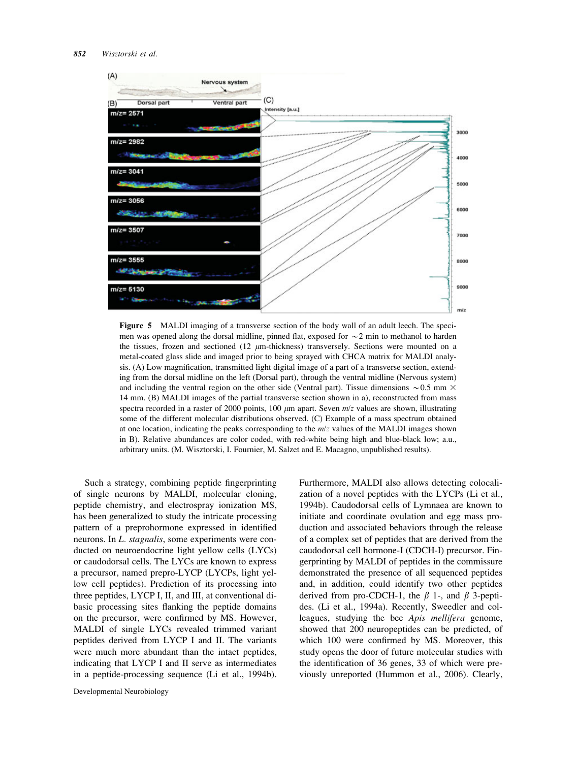**Figure 5** MALDI imaging of a transverse section of the body wall of an adult leech. The specimen was opened along the dorsal midline, pinned flat, exposed for ∼2 min to methanol to harden the tissues, frozen and sectioned (12 μm-thickness) transversely. Sections were mounted on a metal-coated glass slide and imaged prior to being sprayed with CHCA matrix for MALDI analysis. (A) Low magnification, transmitted light digital image of a part of a transverse section, extending from the dorsal midline on the left (Dorsal part), through the ventral midline (Nervous system) and including the ventral region on the other side (Ventral part). Tissue dimensions ∼0.5 mm × 14 mm. (B) MALDI images of the partial transverse section shown in a), reconstructed from mass spectra recorded in a raster of 2000 points, 100 μm apart. Seven *m*/*z* values are shown, illustrating some of the different molecular distributions observed. (C) Example of a mass spectrum obtained at one location, indicating the peaks corresponding to the *m*/*z* values of the MALDI images shown in B). Relative abundances are color coded, with red-white being high and blue-black low; a.u., arbitrary units. (M. Wisztorski, I. Fournier, M. Salzet and E. Macagno, unpublished results).

Such a strategy, combining peptide fingerprinting of single neurons by MALDI, molecular cloning, peptide chemistry, and electrospray ionization MS, has been generalized to study the intricate processing pattern of a preprohormone expressed in identified neurons. In *L. stagnalis*, some experiments were conducted on neuroendocrine light yellow cells (LYCs) or caudodorsal cells. The LYCs are known to express a precursor, named prepro-LYCP (LYCPs, light yellow cell peptides). Prediction of its processing into three peptides, LYCP I, II, and III, at conventional dibasic processing sites flanking the peptide domains on the precursor, were confirmed by MS. However, MALDI of single LYCs revealed trimmed variant peptides derived from LYCP I and II. The variants were much more abundant than the intact peptides, indicating that LYCP I and II serve as intermediates in a peptide-processing sequence (Li et al., 1994b). Furthermore, MALDI also allows detecting colocalization of a novel peptides with the LYCPs (Li et al., 1994b). Caudodorsal cells of Lymnaea are known to initiate and coordinate ovulation and egg mass production and associated behaviors through the release of a complex set of peptides that are derived from the caudodorsal cell hormone-I (CDCH-I) precursor. Fingerprinting by MALDI of peptides in the commissure demonstrated the presence of all sequenced peptides and, in addition, could identify two other peptides derived from pro-CDCH-1, the $\beta$ 1-, and $\beta$ 3-peptides. (Li et al., 1994a). Recently, Sweedler and colleagues, studying the bee *Apis mellifera* genome, showed that 200 neuropeptides can be predicted, of which 100 were confirmed by MS. Moreover, this study opens the door of future molecular studies with the identification of 36 genes, 33 of which were previously unreported (Hummon et al., 2006). Clearly,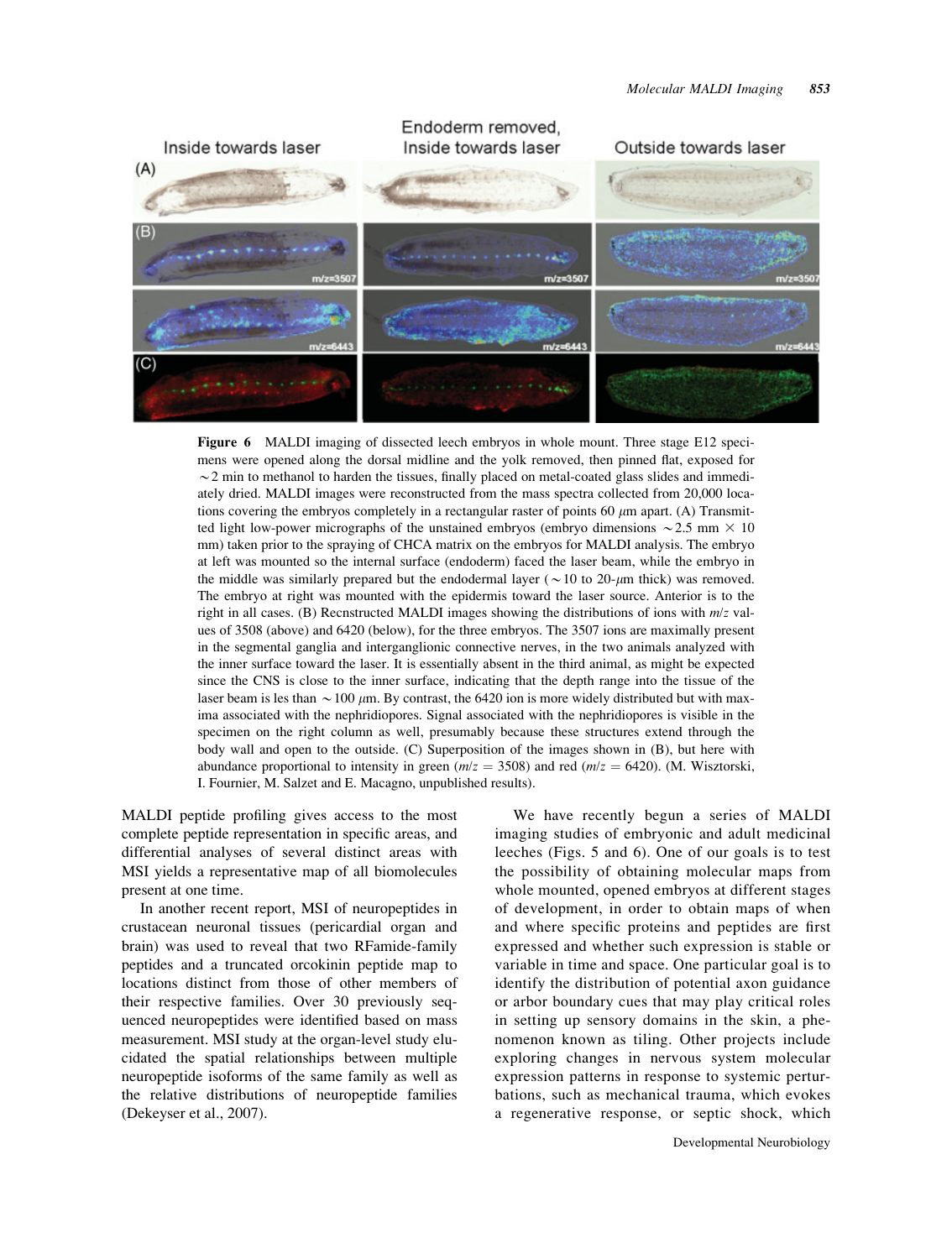Figure 6 MALDI imaging of dissected leech embryos in whole mount. Three stage E12 specimens were opened along the dorsal midline and the yolk removed, then pinned flat, exposed for ~2 min to methanol to harden the tissues, finally placed on metal-coated glass slides and immediately dried. MALDI images were reconstructed from the mass spectra collected from 20,000 locations covering the embryos completely in a rectangular raster of points 60 $\mu$m apart. (A) Transmitted light low-power micrographs of the unstained embryos (embryo dimensions ~2.5 mm × 10 mm) taken prior to the spraying of CHCA matrix on the embryos for MALDI analysis. The embryo at left was mounted so the internal surface (endoderm) faced the laser beam, while the embryo in the middle was similarly prepared but the endodermal layer (~10 to 20-$\mu$m thick) was removed. The embryo at right was mounted with the epidermis toward the laser source. Anterior is to the right in all cases. (B) Recnstructed MALDI images showing the distributions of ions with *m/z* values of 3508 (above) and 6420 (below), for the three embryos. The 3507 ions are maximally present in the segmental ganglia and interganglionic connective nerves, in the two animals analyzed with the inner surface toward the laser. It is essentially absent in the third animal, as might be expected since the CNS is close to the inner surface, indicating that the depth range into the tissue of the laser beam is les than ~100 $\mu$m. By contrast, the 6420 ion is more widely distributed but with maxima associated with the nephridiopores. Signal associated with the nephridiopores is visible in the specimen on the right column as well, presumably because these structures extend through the body wall and open to the outside. (C) Superposition of the images shown in (B), but here with abundance proportional to intensity in green (*m/z* = 3508) and red (*m/z* = 6420). (M. Wisztorski, I. Fournier, M. Salzet and E. Macagno, unpublished results).

MALDI peptide profiling gives access to the most complete peptide representation in specific areas, and differential analyses of several distinct areas with MSI yields a representative map of all biomolecules present at one time.

In another recent report, MSI of neuropeptides in crustacean neuronal tissues (pericardial organ and brain) was used to reveal that two RFamide-family peptides and a truncated orcokinin peptide map to locations distinct from those of other members of their respective families. Over 30 previously sequenced neuropeptides were identified based on mass measurement. MSI study at the organ-level study elucidated the spatial relationships between multiple neuropeptide isoforms of the same family as well as the relative distributions of neuropeptide families (Dekeyser et al., 2007).

We have recently begun a series of MALDI imaging studies of embryonic and adult medicinal leeches (Figs. 5 and 6). One of our goals is to test the possibility of obtaining molecular maps from whole mounted, opened embryos at different stages of development, in order to obtain maps of when and where specific proteins and peptides are first expressed and whether such expression is stable or variable in time and space. One particular goal is to identify the distribution of potential axon guidance or arbor boundary cues that may play critical roles in setting up sensory domains in the skin, a phenomenon known as tiling. Other projects include exploring changes in nervous system molecular expression patterns in response to systemic perturbations, such as mechanical trauma, which evokes a regenerative response, or septic shock, which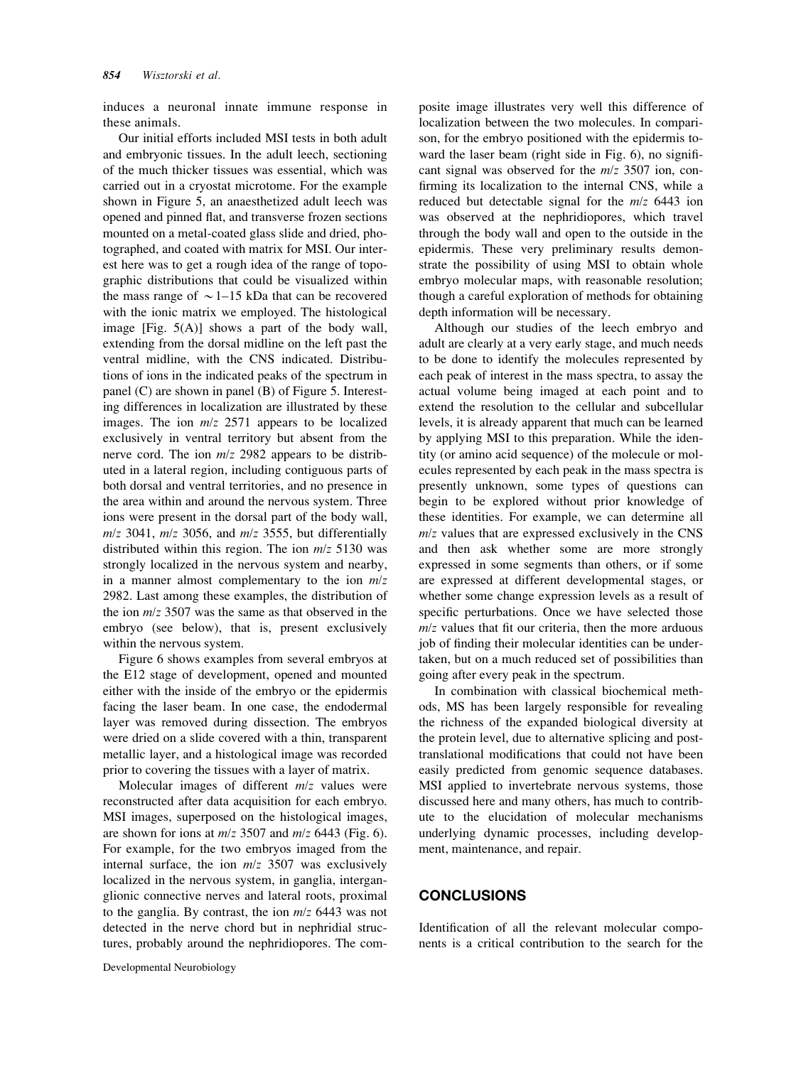induces a neuronal innate immune response in these animals.

Our initial efforts included MSI tests in both adult and embryonic tissues. In the adult leech, sectioning of the much thicker tissues was essential, which was carried out in a cryostat microtome. For the example shown in Figure 5, an anaesthetized adult leech was opened and pinned flat, and transverse frozen sections mounted on a metal-coated glass slide and dried, photographed, and coated with matrix for MSI. Our interest here was to get a rough idea of the range of topographic distributions that could be visualized within the mass range of $\sim$1–15 kDa that can be recovered with the ionic matrix we employed. The histological image [Fig. 5(A)] shows a part of the body wall, extending from the dorsal midline on the left past the ventral midline, with the CNS indicated. Distributions of ions in the indicated peaks of the spectrum in panel (C) are shown in panel (B) of Figure 5. Interesting differences in localization are illustrated by these images. The ion *m*/*z* 2571 appears to be localized exclusively in ventral territory but absent from the nerve cord. The ion *m*/*z* 2982 appears to be distributed in a lateral region, including contiguous parts of both dorsal and ventral territories, and no presence in the area within and around the nervous system. Three ions were present in the dorsal part of the body wall, *m*/*z* 3041, *m*/*z* 3056, and *m*/*z* 3555, but differentially distributed within this region. The ion *m*/*z* 5130 was strongly localized in the nervous system and nearby, in a manner almost complementary to the ion *m*/*z* 2982. Last among these examples, the distribution of the ion *m*/*z* 3507 was the same as that observed in the embryo (see below), that is, present exclusively within the nervous system.

Figure 6 shows examples from several embryos at the E12 stage of development, opened and mounted either with the inside of the embryo or the epidermis facing the laser beam. In one case, the endodermal layer was removed during dissection. The embryos were dried on a slide covered with a thin, transparent metallic layer, and a histological image was recorded prior to covering the tissues with a layer of matrix.

Molecular images of different *m*/*z* values were reconstructed after data acquisition for each embryo. MSI images, superposed on the histological images, are shown for ions at *m*/*z* 3507 and *m*/*z* 6443 (Fig. 6). For example, for the two embryos imaged from the internal surface, the ion *m*/*z* 3507 was exclusively localized in the nervous system, in ganglia, interganglionic connective nerves and lateral roots, proximal to the ganglia. By contrast, the ion *m*/*z* 6443 was not detected in the nerve chord but in nephridial structures, probably around the nephridiopores. The composite image illustrates very well this difference of localization between the two molecules. In comparison, for the embryo positioned with the epidermis toward the laser beam (right side in Fig. 6), no significant signal was observed for the *m*/*z* 3507 ion, confirming its localization to the internal CNS, while a reduced but detectable signal for the *m*/*z* 6443 ion was observed at the nephridiopores, which travel through the body wall and open to the outside in the epidermis. These very preliminary results demonstrate the possibility of using MSI to obtain whole embryo molecular maps, with reasonable resolution; though a careful exploration of methods for obtaining depth information will be necessary.

Although our studies of the leech embryo and adult are clearly at a very early stage, and much needs to be done to identify the molecules represented by each peak of interest in the mass spectra, to assay the actual volume being imaged at each point and to extend the resolution to the cellular and subcellular levels, it is already apparent that much can be learned by applying MSI to this preparation. While the identity (or amino acid sequence) of the molecule or molecules represented by each peak in the mass spectra is presently unknown, some types of questions can begin to be explored without prior knowledge of these identities. For example, we can determine all *m*/*z* values that are expressed exclusively in the CNS and then ask whether some are more strongly expressed in some segments than others, or if some are expressed at different developmental stages, or whether some change expression levels as a result of specific perturbations. Once we have selected those *m*/*z* values that fit our criteria, then the more arduous job of finding their molecular identities can be undertaken, but on a much reduced set of possibilities than going after every peak in the spectrum.

In combination with classical biochemical methods, MS has been largely responsible for revealing the richness of the expanded biological diversity at the protein level, due to alternative splicing and post-translational modifications that could not have been easily predicted from genomic sequence databases. MSI applied to invertebrate nervous systems, those discussed here and many others, has much to contribute to the elucidation of molecular mechanisms underlying dynamic processes, including development, maintenance, and repair.

## CONCLUSIONS

Identification of all the relevant molecular components is a critical contribution to the search for the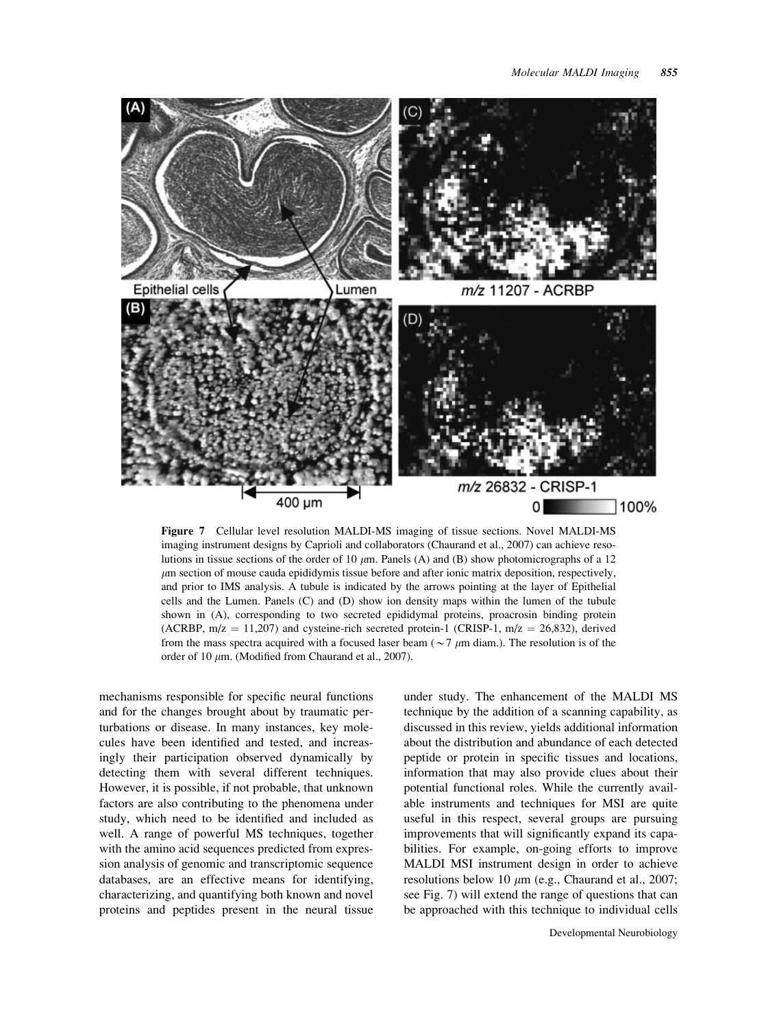Figure 7 Cellular level resolution MALDI-MS imaging of tissue sections. Novel MALDI-MS imaging instrument designs by Caprioli and collaborators (Chaurand et al., 2007) can achieve resolutions in tissue sections of the order of 10 $\mu$m. Panels (A) and (B) show photomicrographs of a 12 $\mu$m section of mouse cauda epididymis tissue before and after ionic matrix deposition, respectively, and prior to IMS analysis. A tubule is indicated by the arrows pointing at the layer of Epithelial cells and the Lumen. Panels (C) and (D) show ion density maps within the lumen of the tubule shown in (A), corresponding to two secreted epididymal proteins, proacrosin binding protein (ACRBP, m/z = 11,207) and cysteine-rich secreted protein-1 (CRISP-1, m/z = 26,832), derived from the mass spectra acquired with a focused laser beam ($\sim$7 $\mu$m diam.). The resolution is of the order of 10 $\mu$m. (Modified from Chaurand et al., 2007).

mechanisms responsible for specific neural functions and for the changes brought about by traumatic perturbations or disease. In many instances, key molecules have been identified and tested, and increasingly their participation observed dynamically by detecting them with several different techniques. However, it is possible, if not probable, that unknown factors are also contributing to the phenomena under study, which need to be identified and included as well. A range of powerful MS techniques, together with the amino acid sequences predicted from expression analysis of genomic and transcriptomic sequence databases, are an effective means for identifying, characterizing, and quantifying both known and novel proteins and peptides present in the neural tissue under study. The enhancement of the MALDI MS technique by the addition of a scanning capability, as discussed in this review, yields additional information about the distribution and abundance of each detected peptide or protein in specific tissues and locations, information that may also provide clues about their potential functional roles. While the currently available instruments and techniques for MSI are quite useful in this respect, several groups are pursuing improvements that will significantly expand its capabilities. For example, on-going efforts to improve MALDI MSI instrument design in order to achieve resolutions below 10 $\mu$m (e.g., Chaurand et al., 2007; see Fig. 7) will extend the range of questions that can be approached with this technique to individual cells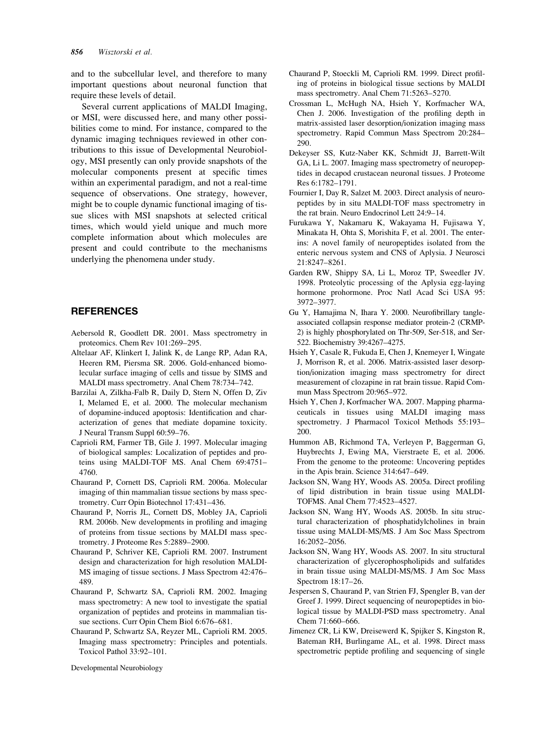and to the subcellular level, and therefore to many important questions about neuronal function that require these levels of detail.

Several current applications of MALDI Imaging, or MSI, were discussed here, and many other possibilities come to mind. For instance, compared to the dynamic imaging techniques reviewed in other contributions to this issue of Developmental Neurobiology, MSI presently can only provide snapshots of the molecular components present at specific times within an experimental paradigm, and not a real-time sequence of observations. One strategy, however, might be to couple dynamic functional imaging of tissue slices with MSI snapshots at selected critical times, which would yield unique and much more complete information about which molecules are present and could contribute to the mechanisms underlying the phenomena under study.

## REFERENCES

Aebersold R, Goodlett DR. 2001. Mass spectrometry in proteomics. Chem Rev 101:269–295.

Altelaar AF, Klinkert I, Jalink K, de Lange RP, Adan RA, Heeren RM, Piersma SR. 2006. Gold-enhanced biomolecular surface imaging of cells and tissue by SIMS and MALDI mass spectrometry. Anal Chem 78:734–742.

Barzilai A, Zilkha-Falb R, Daily D, Stern N, Offen D, Ziv I, Melamed E, et al. 2000. The molecular mechanism of dopamine-induced apoptosis: Identification and characterization of genes that mediate dopamine toxicity. J Neural Transm Suppl 60:59–76.

Caprioli RM, Farmer TB, Gile J. 1997. Molecular imaging of biological samples: Localization of peptides and proteins using MALDI-TOF MS. Anal Chem 69:4751–4760.

Chaurand P, Cornett DS, Caprioli RM. 2006a. Molecular imaging of thin mammalian tissue sections by mass spectrometry. Curr Opin Biotechnol 17:431–436.

Chaurand P, Norris JL, Cornett DS, Mobley JA, Caprioli RM. 2006b. New developments in profiling and imaging of proteins from tissue sections by MALDI mass spectrometry. J Proteome Res 5:2889–2900.

Chaurand P, Schriver KE, Caprioli RM. 2007. Instrument design and characterization for high resolution MALDI-MS imaging of tissue sections. J Mass Spectrom 42:476–489.

Chaurand P, Schwartz SA, Caprioli RM. 2002. Imaging mass spectrometry: A new tool to investigate the spatial organization of peptides and proteins in mammalian tissue sections. Curr Opin Chem Biol 6:676–681.

Chaurand P, Schwartz SA, Reyzer ML, Caprioli RM. 2005. Imaging mass spectrometry: Principles and potentials. Toxicol Pathol 33:92–101.

Chaurand P, Stoeckli M, Caprioli RM. 1999. Direct profiling of proteins in biological tissue sections by MALDI mass spectrometry. Anal Chem 71:5263–5270.

Crossman L, McHugh NA, Hsieh Y, Korfmacher WA, Chen J. 2006. Investigation of the profiling depth in matrix-assisted laser desorption/ionization imaging mass spectrometry. Rapid Commun Mass Spectrom 20:284–290.

Dekeyser SS, Kutz-Naber KK, Schmidt JJ, Barrett-Wilt GA, Li L. 2007. Imaging mass spectrometry of neuropeptides in decapod crustacean neuronal tissues. J Proteome Res 6:1782–1791.

Fournier I, Day R, Salzet M. 2003. Direct analysis of neuropeptides by in situ MALDI-TOF mass spectrometry in the rat brain. Neuro Endocrinol Lett 24:9–14.

Furukawa Y, Nakamaru K, Wakayama H, Fujisawa Y, Minakata H, Ohta S, Morishita F, et al. 2001. The enterins: A novel family of neuropeptides isolated from the enteric nervous system and CNS of Aplysia. J Neurosci 21:8247–8261.

Garden RW, Shippy SA, Li L, Moroz TP, Sweedler JV. 1998. Proteolytic processing of the Aplysia egg-laying hormone prohormone. Proc Natl Acad Sci USA 95: 3972–3977.

Gu Y, Hamajima N, Ihara Y. 2000. Neurofibrillary tangle-associated collapsin response mediator protein-2 (CRMP-2) is highly phosphorylated on Thr-509, Ser-518, and Ser-522. Biochemistry 39:4267–4275.

Hsieh Y, Casale R, Fukuda E, Chen J, Knemeyer I, Wingate J, Morrison R, et al. 2006. Matrix-assisted laser desorption/ionization imaging mass spectrometry for direct measurement of clozapine in rat brain tissue. Rapid Commun Mass Spectrom 20:965–972.

Hsieh Y, Chen J, Korfmacher WA. 2007. Mapping pharmaceuticals in tissues using MALDI imaging mass spectrometry. J Pharmacol Toxicol Methods 55:193–200.

Hummon AB, Richmond TA, Verleyen P, Baggerman G, Huybrechts J, Ewing MA, Vierstraete E, et al. 2006. From the genome to the proteome: Uncovering peptides in the Apis brain. Science 314:647–649.

Jackson SN, Wang HY, Woods AS. 2005a. Direct profiling of lipid distribution in brain tissue using MALDI-TOFMS. Anal Chem 77:4523–4527.

Jackson SN, Wang HY, Woods AS. 2005b. In situ structural characterization of phosphatidylcholines in brain tissue using MALDI-MS/MS. J Am Soc Mass Spectrom 16:2052–2056.

Jackson SN, Wang HY, Woods AS. 2007. In situ structural characterization of glycerophospholipids and sulfatides in brain tissue using MALDI-MS/MS. J Am Soc Mass Spectrom 18:17–26.

Jespersen S, Chaurand P, van Strien FJ, Spengler B, van der Greef J. 1999. Direct sequencing of neuropeptides in biological tissue by MALDI-PSD mass spectrometry. Anal Chem 71:660–666.

Jimenez CR, Li KW, Dreisewerd K, Spijker S, Kingston R, Bateman RH, Burlingame AL, et al. 1998. Direct mass spectrometric peptide profiling and sequencing of single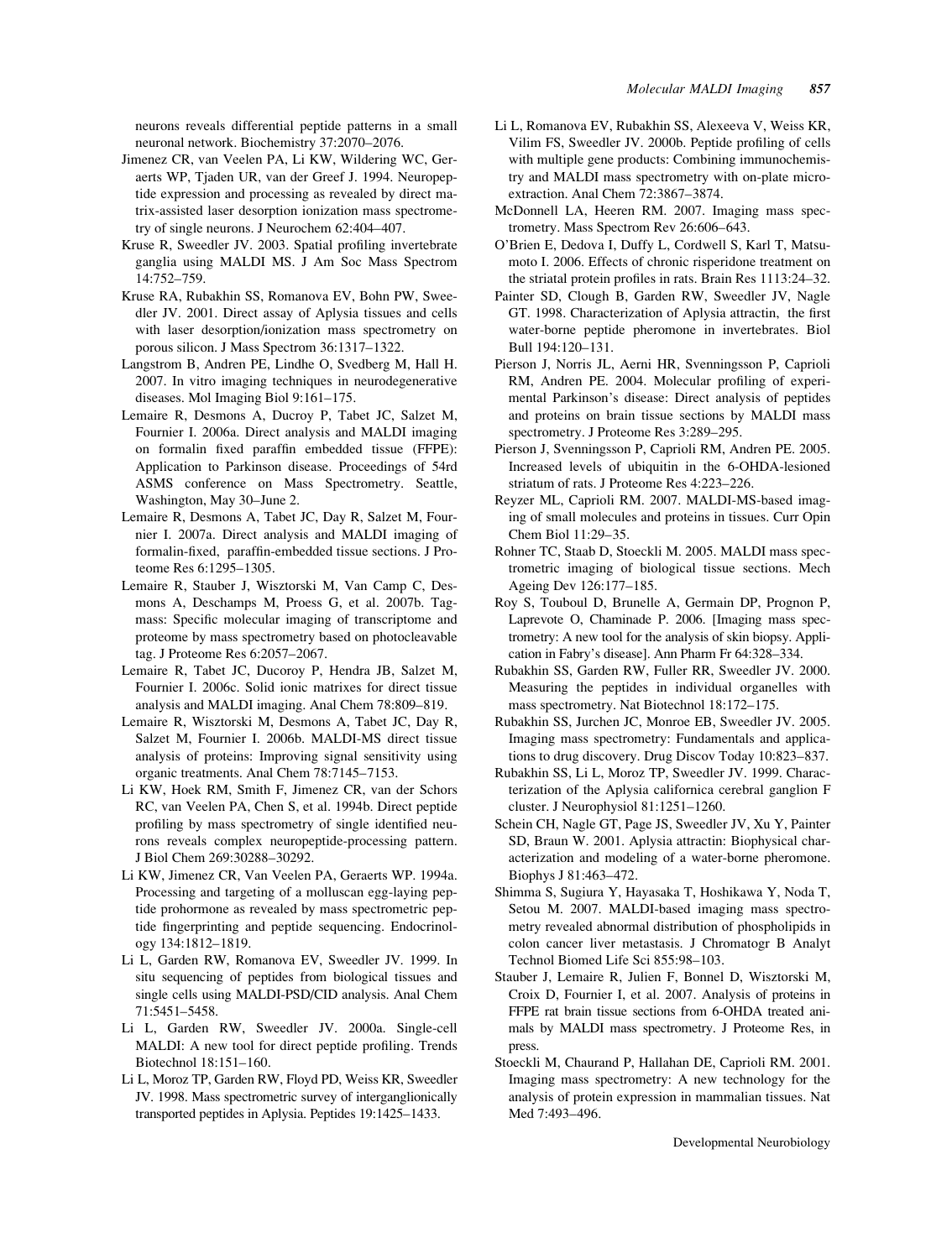neurons reveals differential peptide patterns in a small neuronal network. Biochemistry 37:2070–2076.

Jimenez CR, van Veelen PA, Li KW, Wildering WC, Geraerts WP, Tjaden UR, van der Greef J. 1994. Neuropeptide expression and processing as revealed by direct matrix-assisted laser desorption ionization mass spectrometry of single neurons. J Neurochem 62:404–407.

Kruse R, Sweedler JV. 2003. Spatial profiling invertebrate ganglia using MALDI MS. J Am Soc Mass Spectrom 14:752–759.

Kruse RA, Rubakhin SS, Romanova EV, Bohn PW, Sweedler JV. 2001. Direct assay of Aplysia tissues and cells with laser desorption/ionization mass spectrometry on porous silicon. J Mass Spectrom 36:1317–1322.

Langstrom B, Andren PE, Lindhe O, Svedberg M, Hall H. 2007. In vitro imaging techniques in neurodegenerative diseases. Mol Imaging Biol 9:161–175.

Lemaire R, Desmons A, Ducroy P, Tabet JC, Salzet M, Fournier I. 2006a. Direct analysis and MALDI imaging on formalin fixed paraffin embedded tissue (FFPE): Application to Parkinson disease. Proceedings of 54rd ASMS conference on Mass Spectrometry. Seattle, Washington, May 30–June 2.

Lemaire R, Desmons A, Tabet JC, Day R, Salzet M, Fournier I. 2007a. Direct analysis and MALDI imaging of formalin-fixed, paraffin-embedded tissue sections. J Proteome Res 6:1295–1305.

Lemaire R, Stauber J, Wisztorski M, Van Camp C, Desmons A, Deschamps M, Proess G, et al. 2007b. Tag-mass: Specific molecular imaging of transcriptome and proteome by mass spectrometry based on photocleavable tag. J Proteome Res 6:2057–2067.

Lemaire R, Tabet JC, Ducoroy P, Hendra JB, Salzet M, Fournier I. 2006c. Solid ionic matrixes for direct tissue analysis and MALDI imaging. Anal Chem 78:809–819.

Lemaire R, Wisztorski M, Desmons A, Tabet JC, Day R, Salzet M, Fournier I. 2006b. MALDI-MS direct tissue analysis of proteins: Improving signal sensitivity using organic treatments. Anal Chem 78:7145–7153.

Li KW, Hoek RM, Smith F, Jimenez CR, van der Schors RC, van Veelen PA, Chen S, et al. 1994b. Direct peptide profiling by mass spectrometry of single identified neurons reveals complex neuropeptide-processing pattern. J Biol Chem 269:30288–30292.

Li KW, Jimenez CR, Van Veelen PA, Geraerts WP. 1994a. Processing and targeting of a molluscan egg-laying peptide prohormone as revealed by mass spectrometric peptide fingerprinting and peptide sequencing. Endocrinology 134:1812–1819.

Li L, Garden RW, Romanova EV, Sweedler JV. 1999. In situ sequencing of peptides from biological tissues and single cells using MALDI-PSD/CID analysis. Anal Chem 71:5451–5458.

Li L, Garden RW, Sweedler JV. 2000a. Single-cell MALDI: A new tool for direct peptide profiling. Trends Biotechnol 18:151–160.

Li L, Moroz TP, Garden RW, Floyd PD, Weiss KR, Sweedler JV. 1998. Mass spectrometric survey of interganglionically transported peptides in Aplysia. Peptides 19:1425–1433.

Li L, Romanova EV, Rubakhin SS, Alexeeva V, Weiss KR, Vilim FS, Sweedler JV. 2000b. Peptide profiling of cells with multiple gene products: Combining immunochemistry and MALDI mass spectrometry with on-plate microextraction. Anal Chem 72:3867–3874.

McDonnell LA, Heeren RM. 2007. Imaging mass spectrometry. Mass Spectrom Rev 26:606–643.

O'Brien E, Dedova I, Duffy L, Cordwell S, Karl T, Matsumoto I. 2006. Effects of chronic risperidone treatment on the striatal protein profiles in rats. Brain Res 1113:24–32.

Painter SD, Clough B, Garden RW, Sweedler JV, Nagle GT. 1998. Characterization of Aplysia attractin, the first water-borne peptide pheromone in invertebrates. Biol Bull 194:120–131.

Pierson J, Norris JL, Aerni HR, Svenningsson P, Caprioli RM, Andren PE. 2004. Molecular profiling of experimental Parkinson's disease: Direct analysis of peptides and proteins on brain tissue sections by MALDI mass spectrometry. J Proteome Res 3:289–295.

Pierson J, Svenningsson P, Caprioli RM, Andren PE. 2005. Increased levels of ubiquitin in the 6-OHDA-lesioned striatum of rats. J Proteome Res 4:223–226.

Reyzer ML, Caprioli RM. 2007. MALDI-MS-based imaging of small molecules and proteins in tissues. Curr Opin Chem Biol 11:29–35.

Rohner TC, Staab D, Stoeckli M. 2005. MALDI mass spectrometric imaging of biological tissue sections. Mech Ageing Dev 126:177–185.

Roy S, Touboul D, Brunelle A, Germain DP, Prognon P, Laprevote O, Chaminade P. 2006. [Imaging mass spectrometry: A new tool for the analysis of skin biopsy. Application in Fabry's disease]. Ann Pharm Fr 64:328–334.

Rubakhin SS, Garden RW, Fuller RR, Sweedler JV. 2000. Measuring the peptides in individual organelles with mass spectrometry. Nat Biotechnol 18:172–175.

Rubakhin SS, Jurchen JC, Monroe EB, Sweedler JV. 2005. Imaging mass spectrometry: Fundamentals and applications to drug discovery. Drug Discov Today 10:823–837.

Rubakhin SS, Li L, Moroz TP, Sweedler JV. 1999. Characterization of the Aplysia californica cerebral ganglion F cluster. J Neurophysiol 81:1251–1260.

Schein CH, Nagle GT, Page JS, Sweedler JV, Xu Y, Painter SD, Braun W. 2001. Aplysia attractin: Biophysical characterization and modeling of a water-borne pheromone. Biophys J 81:463–472.

Shimma S, Sugiura Y, Hayasaka T, Hoshikawa Y, Noda T, Setou M. 2007. MALDI-based imaging mass spectrometry revealed abnormal distribution of phospholipids in colon cancer liver metastasis. J Chromatogr B Analyt Technol Biomed Life Sci 855:98–103.

Stauber J, Lemaire R, Julien F, Bonnel D, Wisztorski M, Croix D, Fournier I, et al. 2007. Analysis of proteins in FFPE rat brain tissue sections from 6-OHDA treated animals by MALDI mass spectrometry. J Proteome Res, in press.

Stoeckli M, Chaurand P, Hallahan DE, Caprioli RM. 2001. Imaging mass spectrometry: A new technology for the analysis of protein expression in mammalian tissues. Nat Med 7:493–496.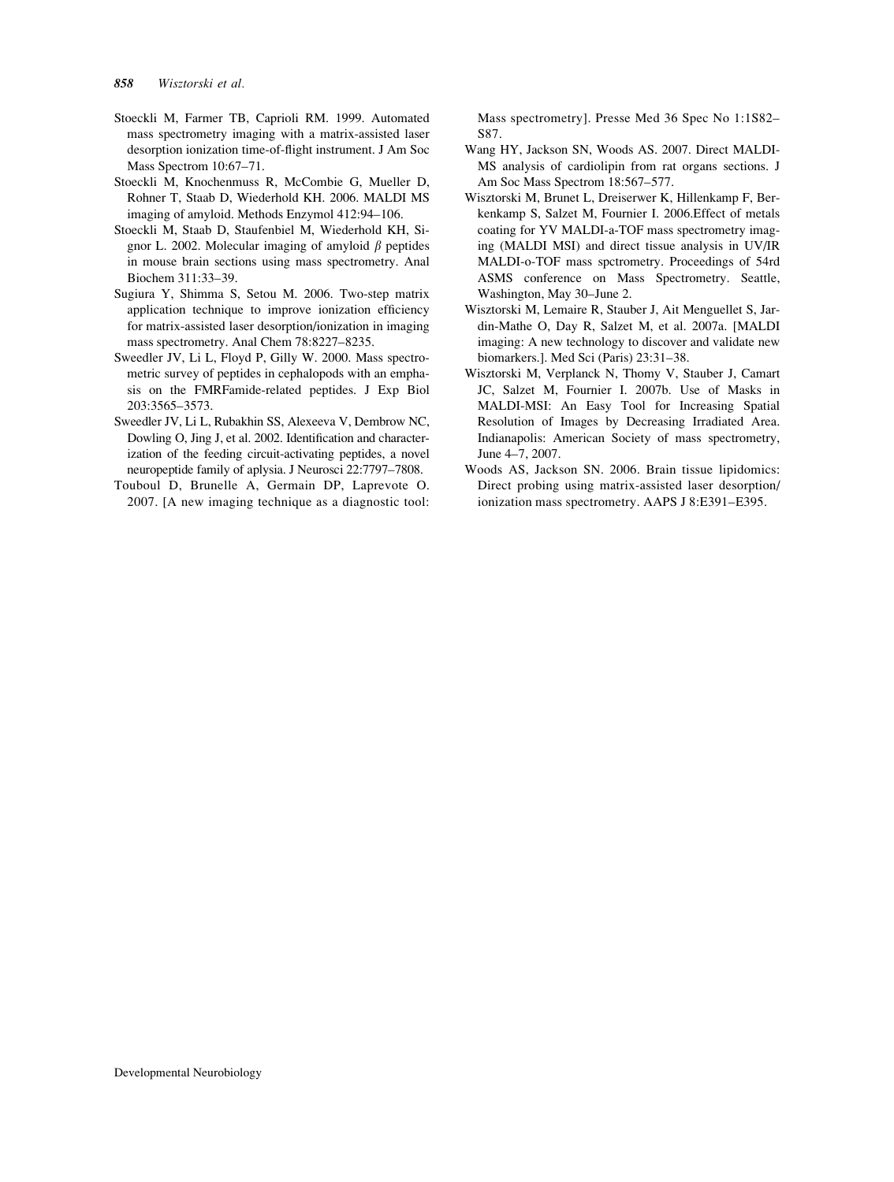Stoeckli M, Farmer TB, Caprioli RM. 1999. Automated mass spectrometry imaging with a matrix-assisted laser desorption ionization time-of-flight instrument. J Am Soc Mass Spectrom 10:67–71.

Stoeckli M, Knochenmuss R, McCombie G, Mueller D, Rohner T, Staab D, Wiederhold KH. 2006. MALDI MS imaging of amyloid. Methods Enzymol 412:94–106.

Stoeckli M, Staab D, Staufenbiel M, Wiederhold KH, Signor L. 2002. Molecular imaging of amyloid $\beta$ peptides in mouse brain sections using mass spectrometry. Anal Biochem 311:33–39.

Sugiura Y, Shimma S, Setou M. 2006. Two-step matrix application technique to improve ionization efficiency for matrix-assisted laser desorption/ionization in imaging mass spectrometry. Anal Chem 78:8227–8235.

Sweedler JV, Li L, Floyd P, Gilly W. 2000. Mass spectrometric survey of peptides in cephalopods with an emphasis on the FMRFamide-related peptides. J Exp Biol 203:3565–3573.

Sweedler JV, Li L, Rubakhin SS, Alexeeva V, Dembrow NC, Dowling O, Jing J, et al. 2002. Identification and characterization of the feeding circuit-activating peptides, a novel neuropeptide family of aplysia. J Neurosci 22:7797–7808.

Touboul D, Brunelle A, Germain DP, Laprevote O. 2007. [A new imaging technique as a diagnostic tool: Mass spectrometry]. Presse Med 36 Spec No 1:1S82–S87.

Wang HY, Jackson SN, Woods AS. 2007. Direct MALDI-MS analysis of cardiolipin from rat organs sections. J Am Soc Mass Spectrom 18:567–577.

Wisztorski M, Brunet L, Dreiserwer K, Hillenkamp F, Berkenkamp S, Salzet M, Fournier I. 2006.Effect of metals coating for YV MALDI-a-TOF mass spectrometry imaging (MALDI MSI) and direct tissue analysis in UV/IR MALDI-o-TOF mass spctrometry. Proceedings of 54rd ASMS conference on Mass Spectrometry. Seattle, Washington, May 30–June 2.

Wisztorski M, Lemaire R, Stauber J, Ait Menguellet S, Jardin-Mathe O, Day R, Salzet M, et al. 2007a. [MALDI imaging: A new technology to discover and validate new biomarkers.]. Med Sci (Paris) 23:31–38.

Wisztorski M, Verplanck N, Thomy V, Stauber J, Camart JC, Salzet M, Fournier I. 2007b. Use of Masks in MALDI-MSI: An Easy Tool for Increasing Spatial Resolution of Images by Decreasing Irradiated Area. Indianapolis: American Society of mass spectrometry, June 4–7, 2007.

Woods AS, Jackson SN. 2006. Brain tissue lipidomics: Direct probing using matrix-assisted laser desorption/ionization mass spectrometry. AAPS J 8:E391–E395.